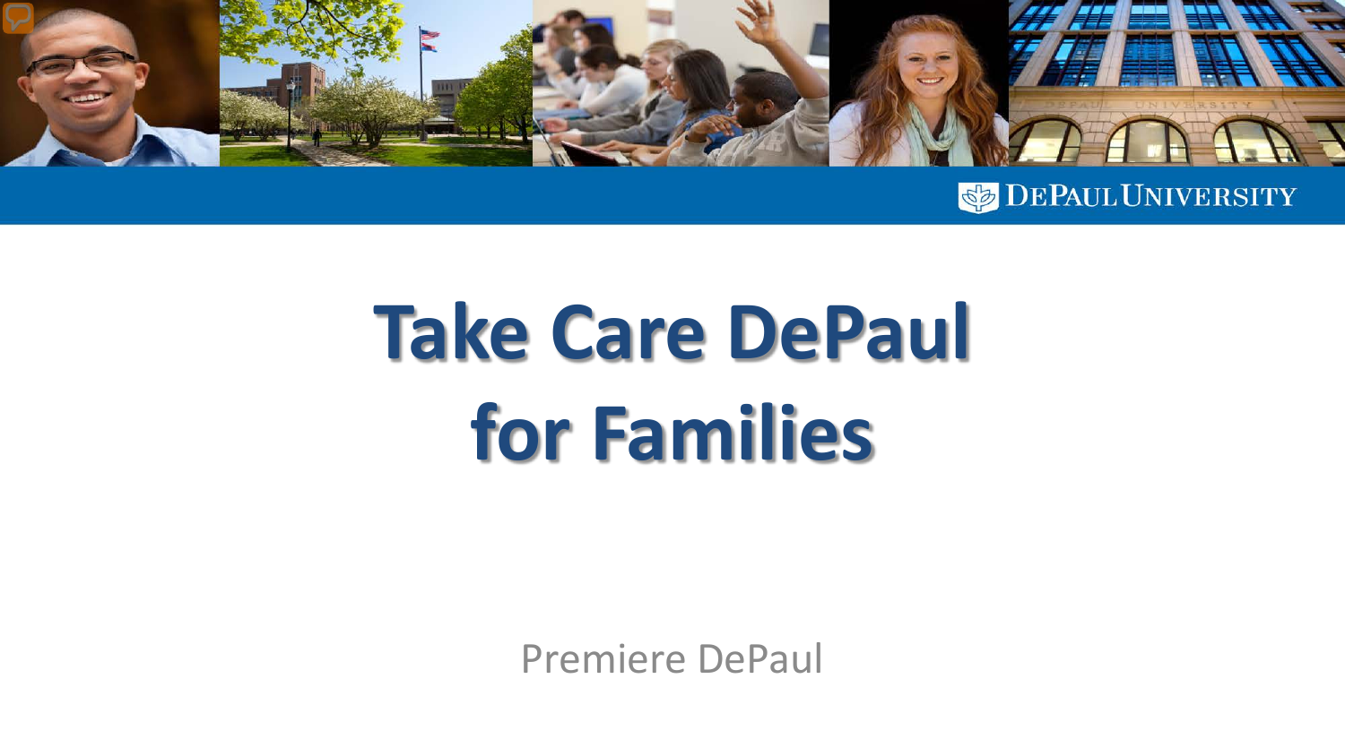DePaul University

# Take Care DePaul for Families

Premiere DePaul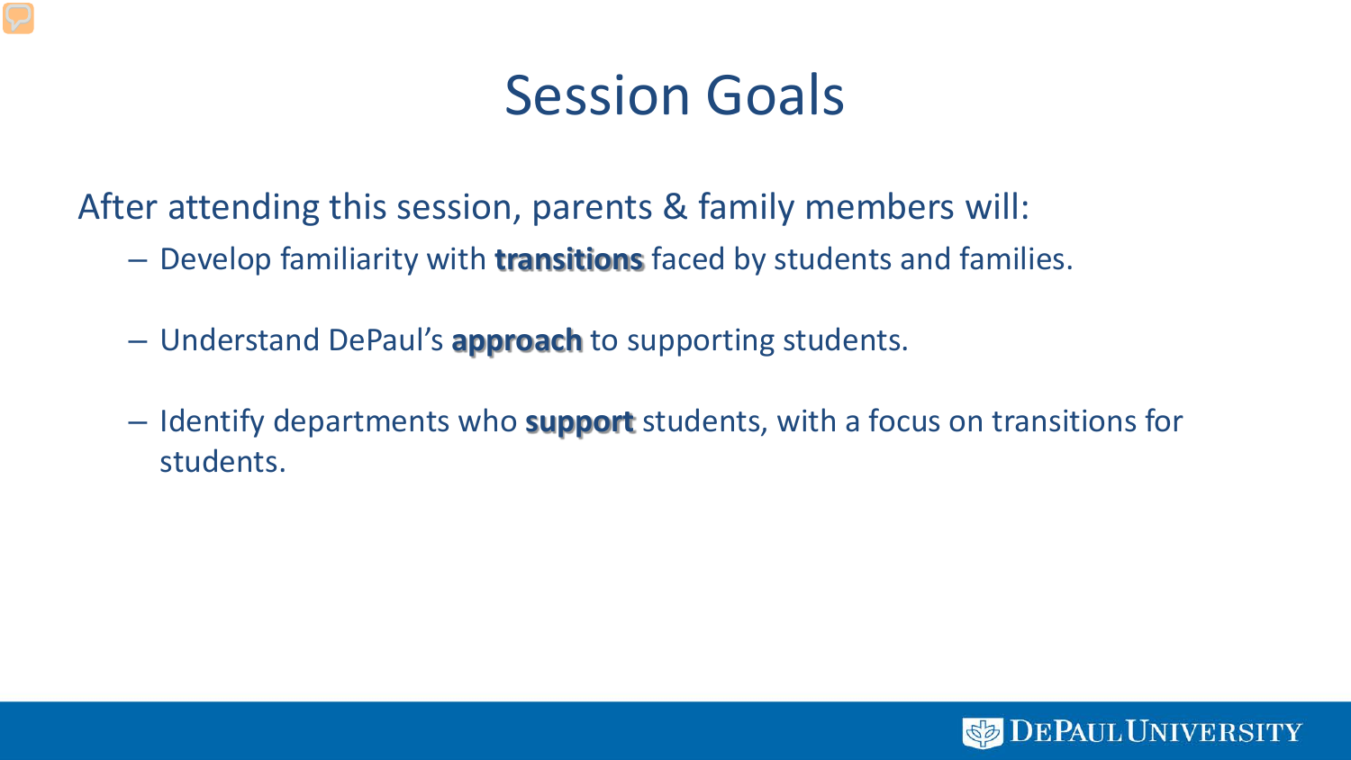# Session Goals

After attending this session, parents & family members will:

- Develop familiarity with **transitions** faced by students and families.
- Understand DePaul's **approach** to supporting students.
- Identify departments who **support** students, with a focus on transitions for students.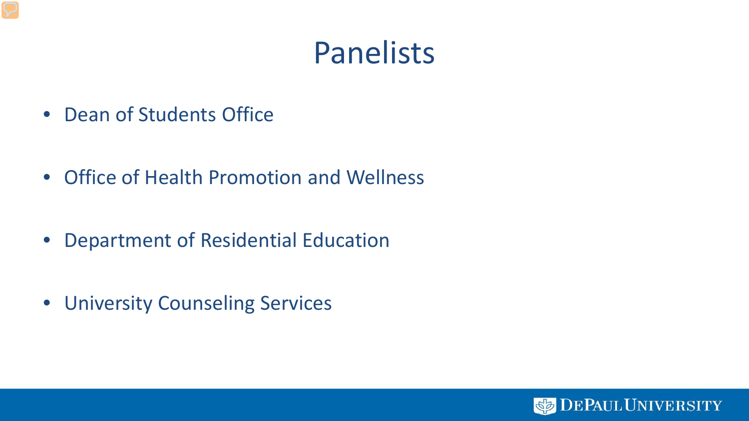# Panelists

- Dean of Students Office
- Office of Health Promotion and Wellness
- Department of Residential Education
- University Counseling Services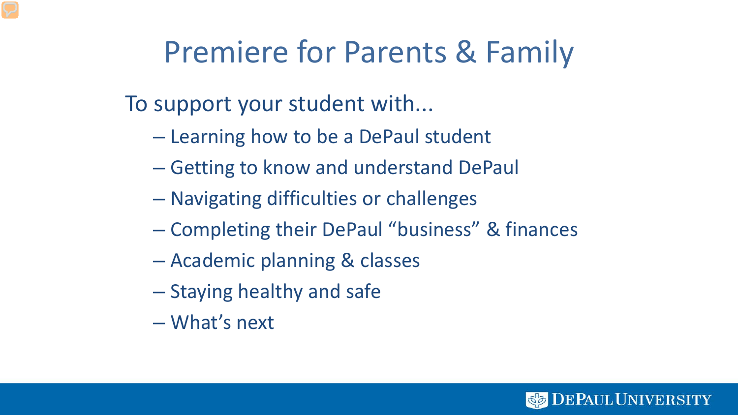# Premiere for Parents & Family

To support your student with...

- Learning how to be a DePaul student
- Getting to know and understand DePaul
- Navigating difficulties or challenges
- Completing their DePaul "business" & finances
- Academic planning & classes
- Staying healthy and safe
- What's next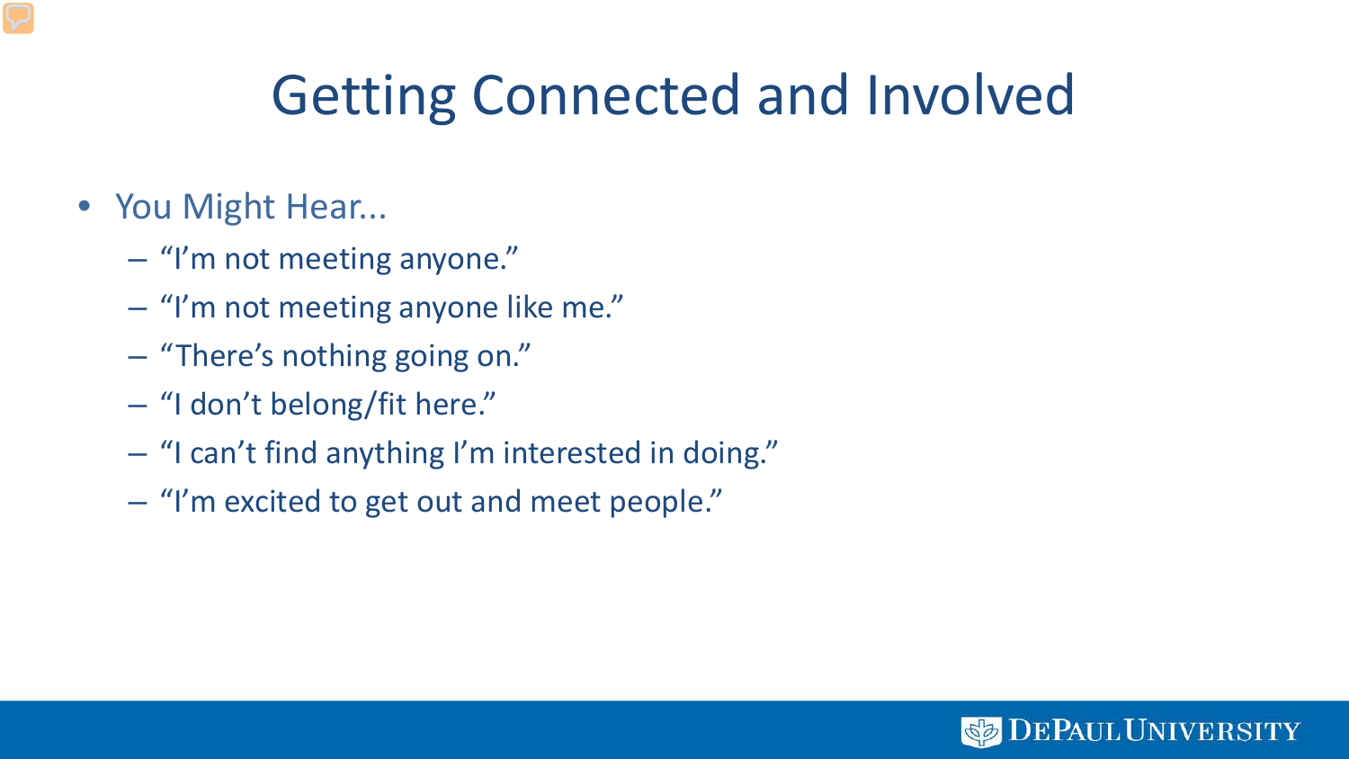# Getting Connected and Involved

- You Might Hear...
  - "I'm not meeting anyone."
  - "I'm not meeting anyone like me."
  - "There's nothing going on."
  - "I don't belong/fit here."
  - "I can't find anything I'm interested in doing."
  - "I'm excited to get out and meet people."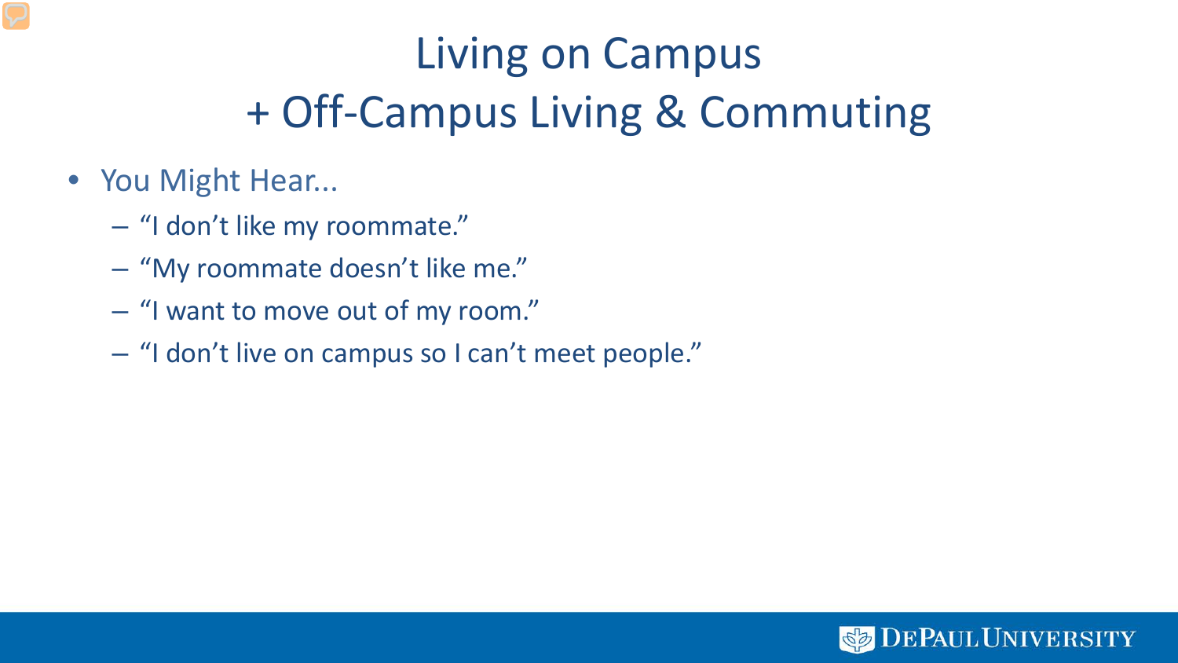# Living on Campus
# + Off-Campus Living & Commuting

- You Might Hear...
  - "I don't like my roommate."
  - "My roommate doesn't like me."
  - "I want to move out of my room."
  - "I don't live on campus so I can't meet people."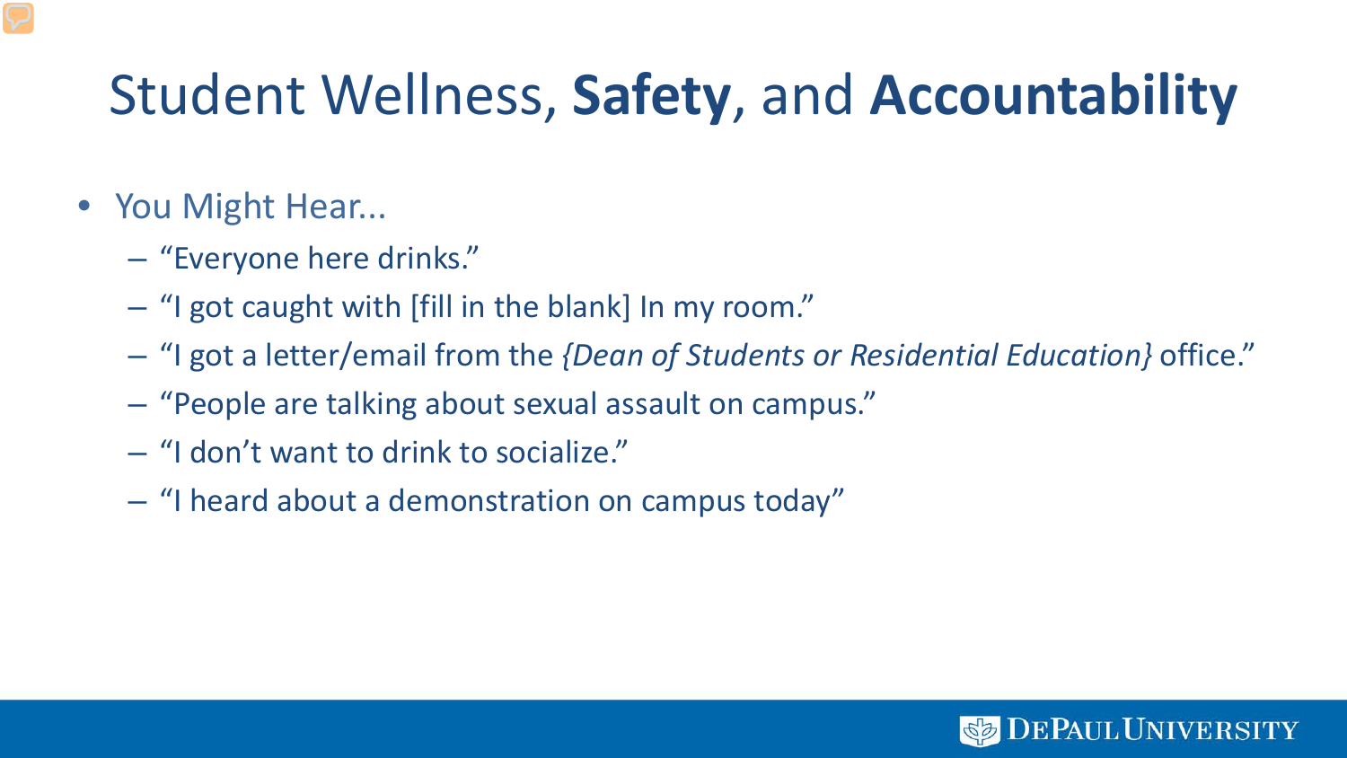# Student Wellness, **Safety**, and **Accountability**

- You Might Hear...
  - "Everyone here drinks."
  - "I got caught with [fill in the blank] In my room."
  - "I got a letter/email from the *{Dean of Students or Residential Education}* office."
  - "People are talking about sexual assault on campus."
  - "I don't want to drink to socialize."
  - "I heard about a demonstration on campus today"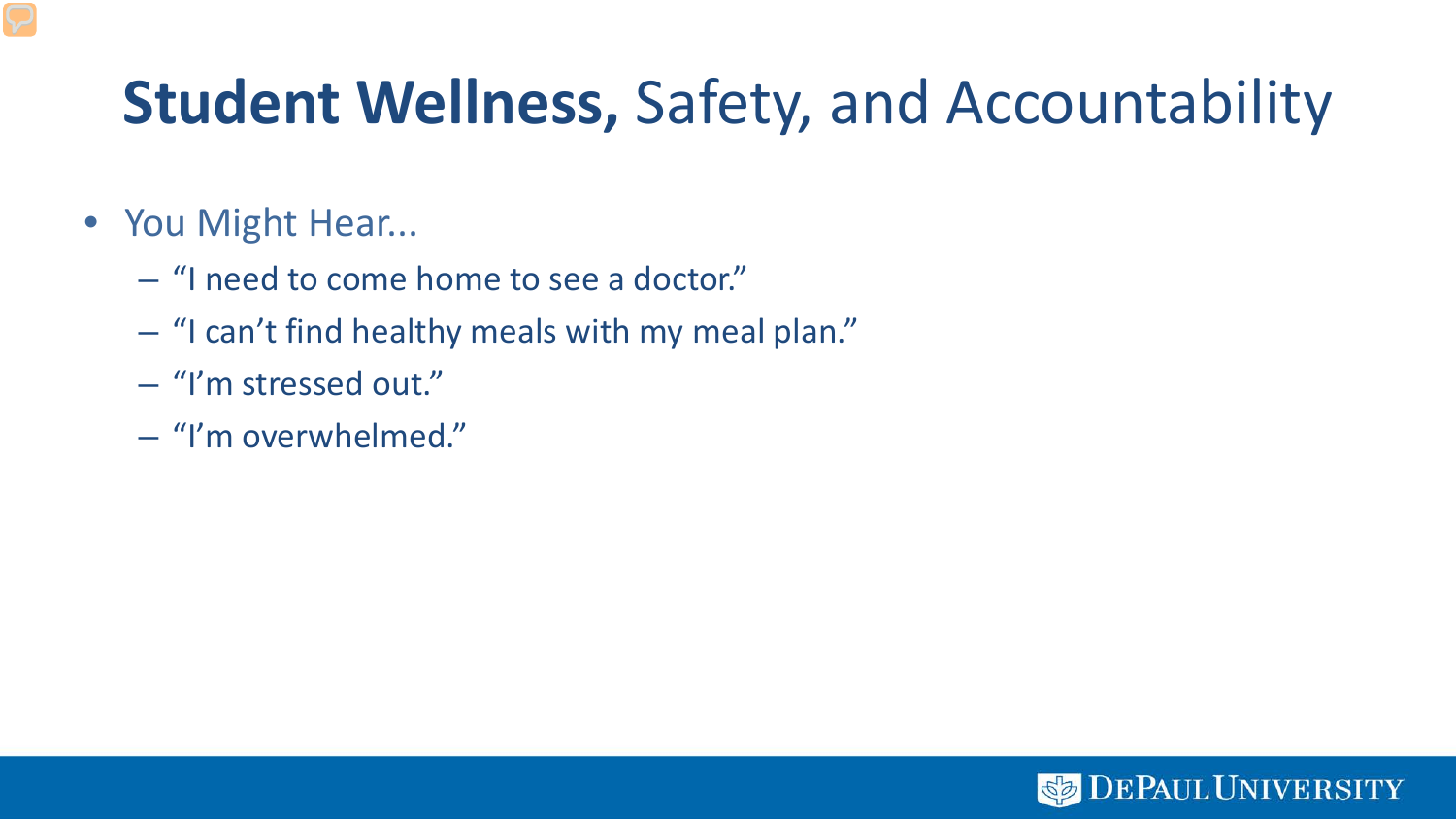# **Student Wellness,** Safety, and Accountability

- You Might Hear...
  - "I need to come home to see a doctor."
  - "I can't find healthy meals with my meal plan."
  - "I'm stressed out."
  - "I'm overwhelmed."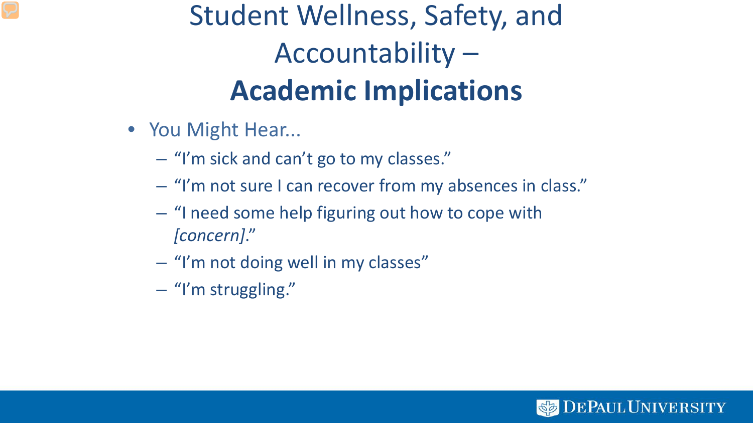# Student Wellness, Safety, and Accountability – **Academic Implications**

- You Might Hear...
  - "I'm sick and can't go to my classes."
  - "I'm not sure I can recover from my absences in class."
  - "I need some help figuring out how to cope with *[concern]*."
  - "I'm not doing well in my classes"
  - "I'm struggling."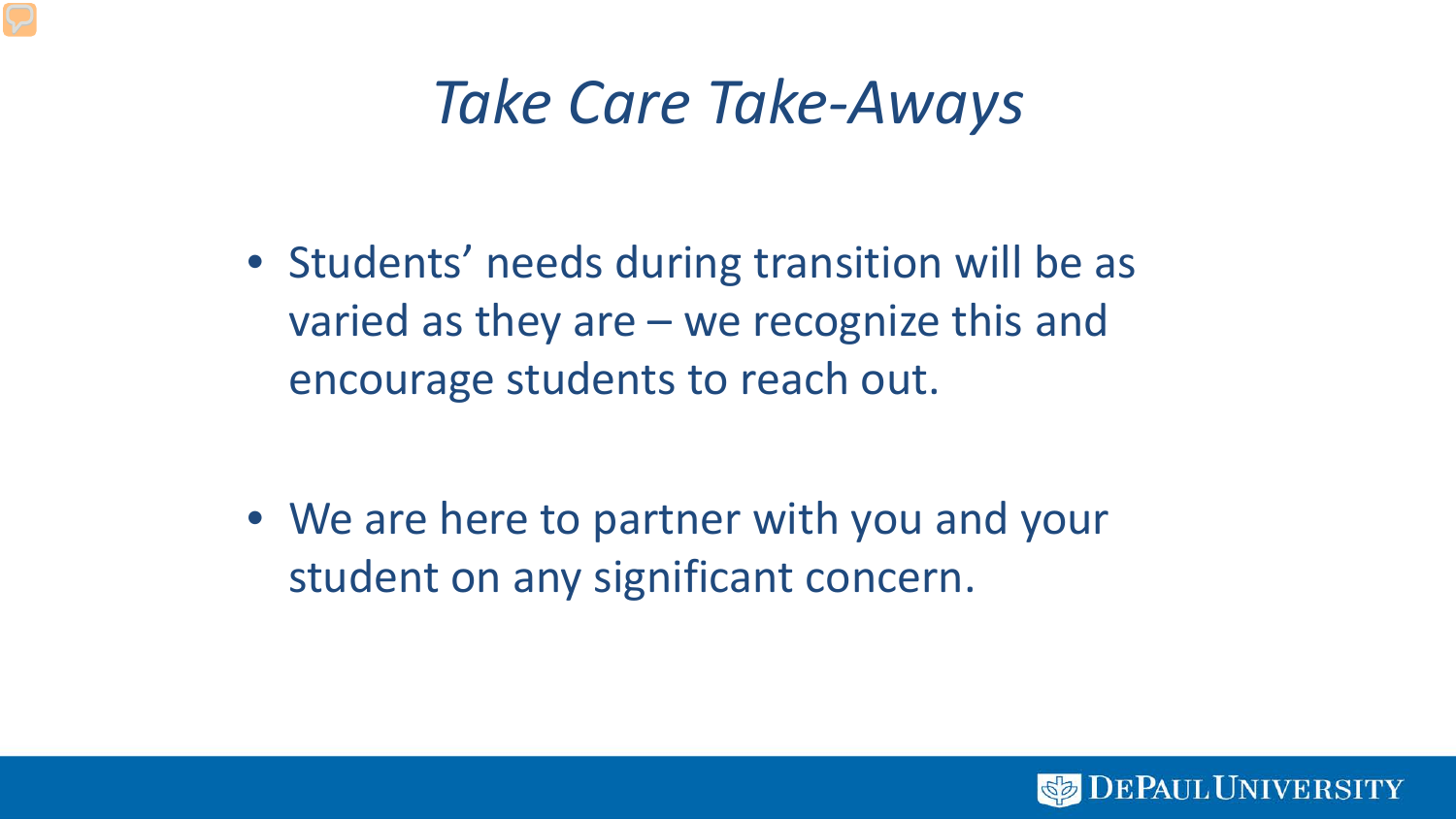# *Take Care Take-Aways*

- Students' needs during transition will be as varied as they are – we recognize this and encourage students to reach out.

- We are here to partner with you and your student on any significant concern.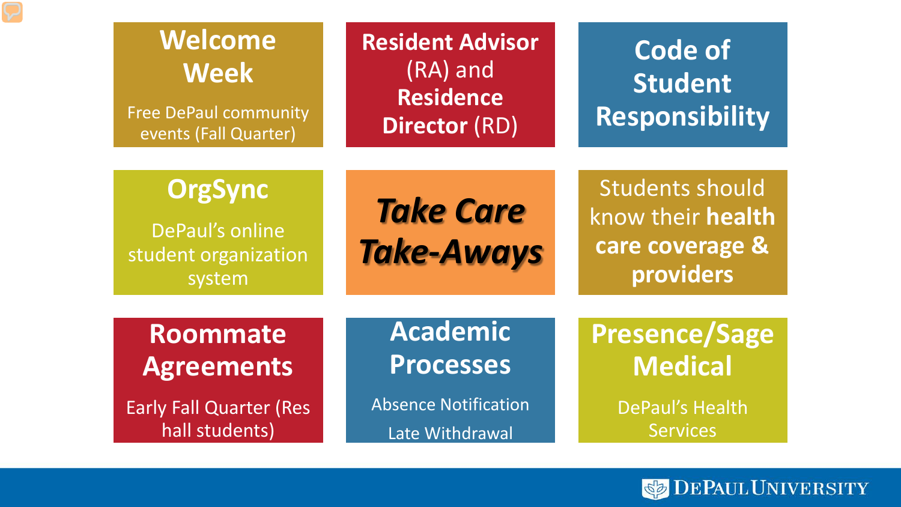# *Take Care Take-Aways*

**Welcome Week**

Free DePaul community events (Fall Quarter)

**Resident Advisor** (RA) and **Residence Director** (RD)

**Code of Student Responsibility**

**OrgSync**

DePaul's online student organization system

Students should know their **health care coverage & providers**

**Roommate Agreements**

Early Fall Quarter (Res hall students)

**Academic Processes**

Absence Notification

Late Withdrawal

**Presence/Sage Medical**

DePaul's Health Services